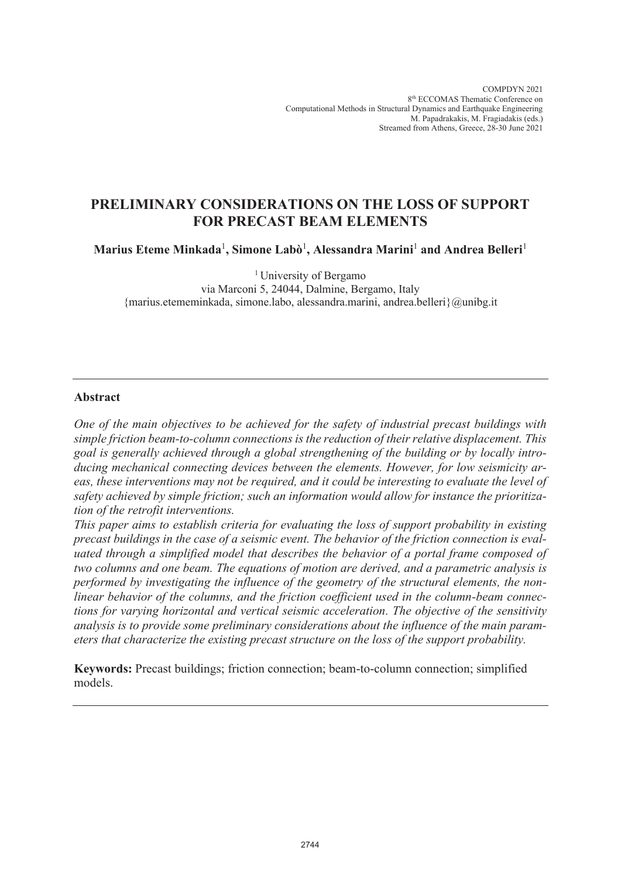COMPDYN 2021
8th ECCOMAS Thematic Conference on
Computational Methods in Structural Dynamics and Earthquake Engineering
M. Papadrakakis, M. Fragiadakis (eds.)
Streamed from Athens, Greece, 28-30 June 2021

# PRELIMINARY CONSIDERATIONS ON THE LOSS OF SUPPORT FOR PRECAST BEAM ELEMENTS

**Marius Eteme Minkada[1], Simone Labò[1], Alessandra Marini[1] and Andrea Belleri[1]**

[1] University of Bergamo
via Marconi 5, 24044, Dalmine, Bergamo, Italy
{marius.etememinkada, simone.labo, alessandra.marini, andrea.belleri}@unibg.it

---

**Abstract**

*One of the main objectives to be achieved for the safety of industrial precast buildings with simple friction beam-to-column connections is the reduction of their relative displacement. This goal is generally achieved through a global strengthening of the building or by locally introducing mechanical connecting devices between the elements. However, for low seismicity areas, these interventions may not be required, and it could be interesting to evaluate the level of safety achieved by simple friction; such an information would allow for instance the prioritization of the retrofit interventions.*

*This paper aims to establish criteria for evaluating the loss of support probability in existing precast buildings in the case of a seismic event. The behavior of the friction connection is evaluated through a simplified model that describes the behavior of a portal frame composed of two columns and one beam. The equations of motion are derived, and a parametric analysis is performed by investigating the influence of the geometry of the structural elements, the nonlinear behavior of the columns, and the friction coefficient used in the column-beam connections for varying horizontal and vertical seismic acceleration. The objective of the sensitivity analysis is to provide some preliminary considerations about the influence of the main parameters that characterize the existing precast structure on the loss of the support probability.*

**Keywords:** Precast buildings; friction connection; beam-to-column connection; simplified models.

---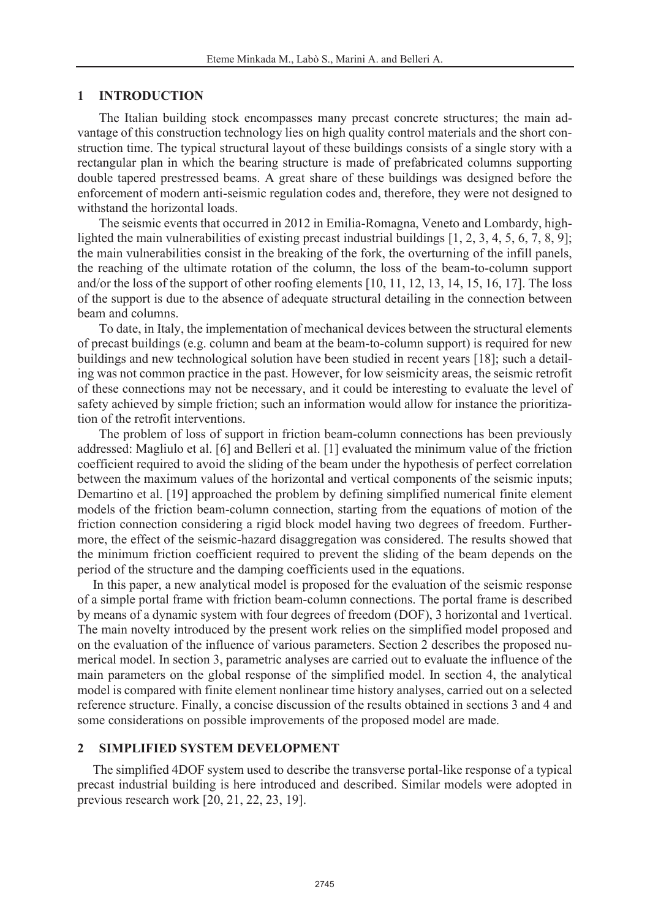## 1 INTRODUCTION

The Italian building stock encompasses many precast concrete structures; the main advantage of this construction technology lies on high quality control materials and the short construction time. The typical structural layout of these buildings consists of a single story with a rectangular plan in which the bearing structure is made of prefabricated columns supporting double tapered prestressed beams. A great share of these buildings was designed before the enforcement of modern anti-seismic regulation codes and, therefore, they were not designed to withstand the horizontal loads.

The seismic events that occurred in 2012 in Emilia-Romagna, Veneto and Lombardy, highlighted the main vulnerabilities of existing precast industrial buildings [1, 2, 3, 4, 5, 6, 7, 8, 9]; the main vulnerabilities consist in the breaking of the fork, the overturning of the infill panels, the reaching of the ultimate rotation of the column, the loss of the beam-to-column support and/or the loss of the support of other roofing elements [10, 11, 12, 13, 14, 15, 16, 17]. The loss of the support is due to the absence of adequate structural detailing in the connection between beam and columns.

To date, in Italy, the implementation of mechanical devices between the structural elements of precast buildings (e.g. column and beam at the beam-to-column support) is required for new buildings and new technological solution have been studied in recent years [18]; such a detailing was not common practice in the past. However, for low seismicity areas, the seismic retrofit of these connections may not be necessary, and it could be interesting to evaluate the level of safety achieved by simple friction; such an information would allow for instance the prioritization of the retrofit interventions.

The problem of loss of support in friction beam-column connections has been previously addressed: Magliulo et al. [6] and Belleri et al. [1] evaluated the minimum value of the friction coefficient required to avoid the sliding of the beam under the hypothesis of perfect correlation between the maximum values of the horizontal and vertical components of the seismic inputs; Demartino et al. [19] approached the problem by defining simplified numerical finite element models of the friction beam-column connection, starting from the equations of motion of the friction connection considering a rigid block model having two degrees of freedom. Furthermore, the effect of the seismic-hazard disaggregation was considered. The results showed that the minimum friction coefficient required to prevent the sliding of the beam depends on the period of the structure and the damping coefficients used in the equations.

In this paper, a new analytical model is proposed for the evaluation of the seismic response of a simple portal frame with friction beam-column connections. The portal frame is described by means of a dynamic system with four degrees of freedom (DOF), 3 horizontal and 1vertical. The main novelty introduced by the present work relies on the simplified model proposed and on the evaluation of the influence of various parameters. Section 2 describes the proposed numerical model. In section 3, parametric analyses are carried out to evaluate the influence of the main parameters on the global response of the simplified model. In section 4, the analytical model is compared with finite element nonlinear time history analyses, carried out on a selected reference structure. Finally, a concise discussion of the results obtained in sections 3 and 4 and some considerations on possible improvements of the proposed model are made.

## 2 SIMPLIFIED SYSTEM DEVELOPMENT

The simplified 4DOF system used to describe the transverse portal-like response of a typical precast industrial building is here introduced and described. Similar models were adopted in previous research work [20, 21, 22, 23, 19].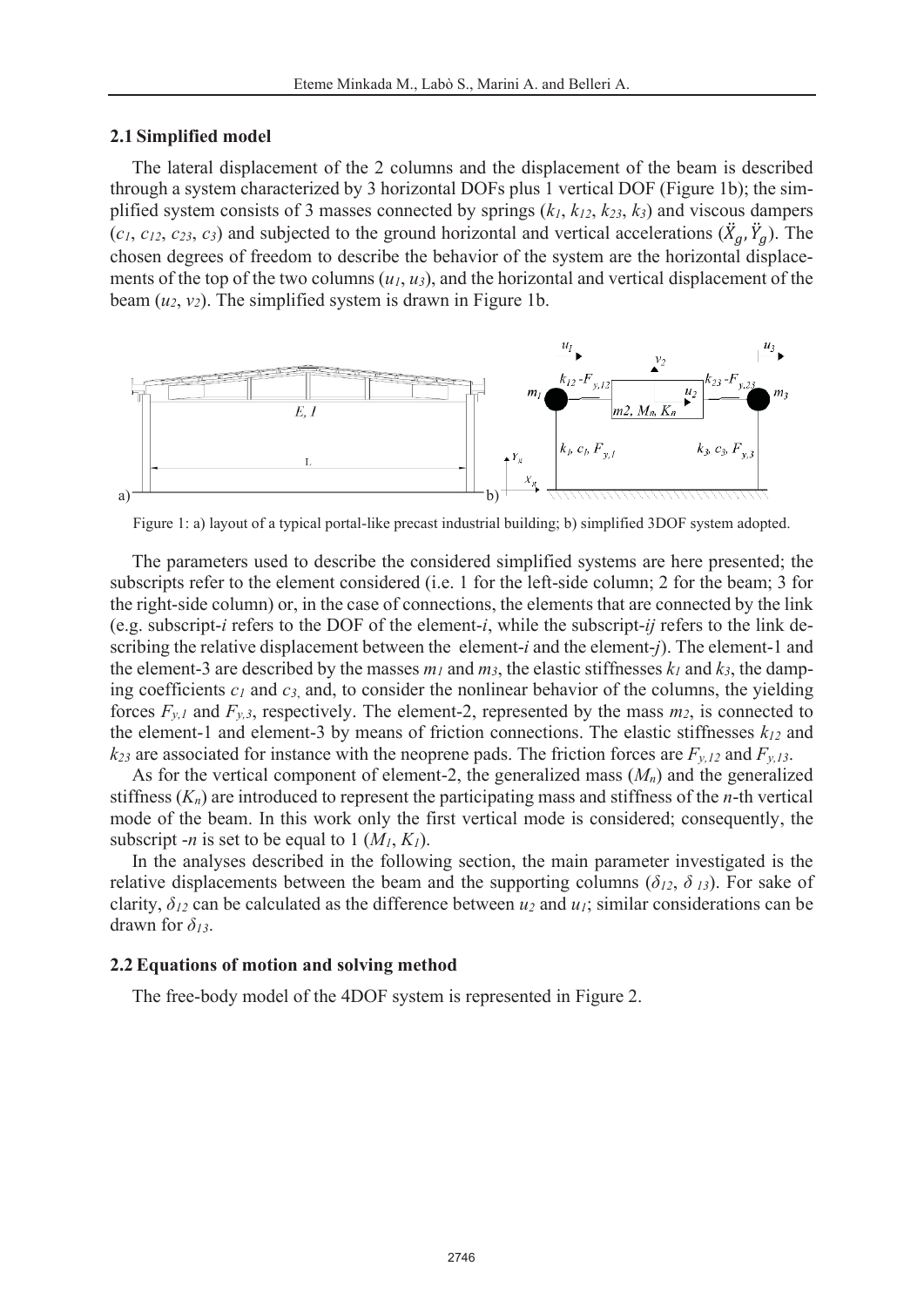## 2.1 Simplified model

The lateral displacement of the 2 columns and the displacement of the beam is described through a system characterized by 3 horizontal DOFs plus 1 vertical DOF (Figure 1b); the simplified system consists of 3 masses connected by springs ($k_1$, $k_{12}$, $k_{23}$, $k_3$) and viscous dampers ($c_1$, $c_{12}$, $c_{23}$, $c_3$) and subjected to the ground horizontal and vertical accelerations ($\ddot{X}_g, \ddot{Y}_g$). The chosen degrees of freedom to describe the behavior of the system are the horizontal displacements of the top of the two columns ($u_1$, $u_3$), and the horizontal and vertical displacement of the beam ($u_2$, $v_2$). The simplified system is drawn in Figure 1b.

Figure 1: a) layout of a typical portal-like precast industrial building; b) simplified 3DOF system adopted.

The parameters used to describe the considered simplified systems are here presented; the subscripts refer to the element considered (i.e. 1 for the left-side column; 2 for the beam; 3 for the right-side column) or, in the case of connections, the elements that are connected by the link (e.g. subscript-*i* refers to the DOF of the element-*i*, while the subscript-*ij* refers to the link describing the relative displacement between the element-*i* and the element-*j*). The element-1 and the element-3 are described by the masses $m_1$ and $m_3$, the elastic stiffnesses $k_1$ and $k_3$, the damping coefficients $c_1$ and $c_3$, and, to consider the nonlinear behavior of the columns, the yielding forces $F_{y,1}$ and $F_{y,3}$, respectively. The element-2, represented by the mass $m_2$, is connected to the element-1 and element-3 by means of friction connections. The elastic stiffnesses $k_{12}$ and $k_{23}$ are associated for instance with the neoprene pads. The friction forces are $F_{y,12}$ and $F_{y,13}$.

As for the vertical component of element-2, the generalized mass ($M_n$) and the generalized stiffness ($K_n$) are introduced to represent the participating mass and stiffness of the *n*-th vertical mode of the beam. In this work only the first vertical mode is considered; consequently, the subscript -*n* is set to be equal to 1 ($M_1$, $K_1$).

In the analyses described in the following section, the main parameter investigated is the relative displacements between the beam and the supporting columns ($\delta_{12}$, $\delta_{13}$). For sake of clarity, $\delta_{12}$ can be calculated as the difference between $u_2$ and $u_1$; similar considerations can be drawn for $\delta_{13}$.

## 2.2 Equations of motion and solving method

The free-body model of the 4DOF system is represented in Figure 2.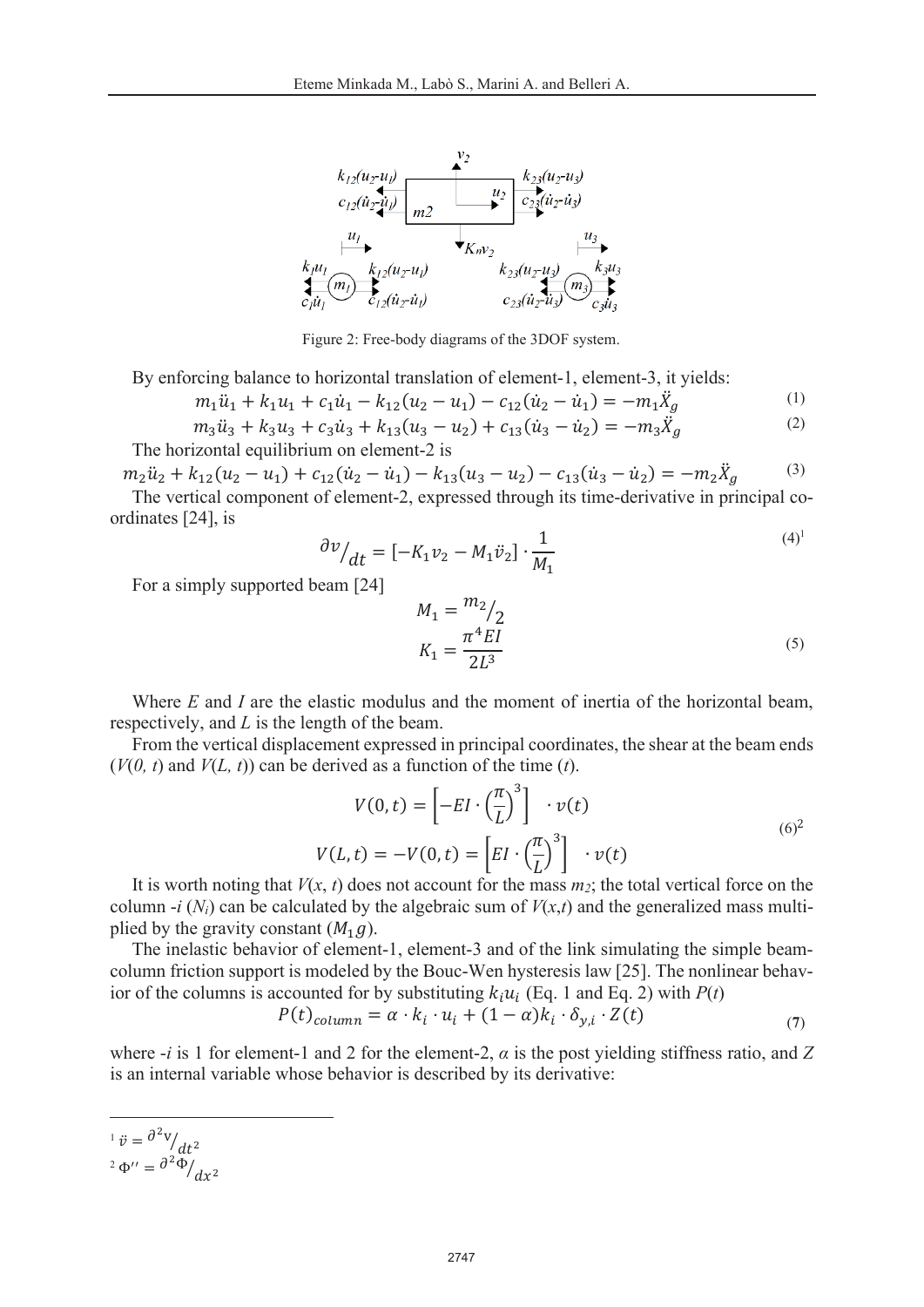Figure 2: Free-body diagrams of the 3DOF system.

By enforcing balance to horizontal translation of element-1, element-3, it yields:

$$m_1\ddot{u}_1 + k_1 u_1 + c_1\dot{u}_1 - k_{12}(u_2 - u_1) - c_{12}(\dot{u}_2 - \dot{u}_1) = -m_1\ddot{X}_g \tag{1}$$

$$m_3\ddot{u}_3 + k_3 u_3 + c_3\dot{u}_3 + k_{13}(u_3 - u_2) + c_{13}(\dot{u}_3 - \dot{u}_2) = -m_3\ddot{X}_g \tag{2}$$

The horizontal equilibrium on element-2 is

$$m_2\ddot{u}_2 + k_{12}(u_2 - u_1) + c_{12}(\dot{u}_2 - \dot{u}_1) - k_{13}(u_3 - u_2) - c_{13}(\dot{u}_3 - \dot{u}_2) = -m_2\ddot{X}_g \tag{3}$$

The vertical component of element-2, expressed through its time-derivative in principal coordinates [24], is

$$\partial v/_{dt} = [-K_1 v_2 - M_1\ddot{v}_2] \cdot \frac{1}{M_1} \tag{4}$$[1]

For a simply supported beam [24]

$$M_1 = {m_2}/_2$$
$$K_1 = \frac{\pi^4 EI}{2L^3} \tag{5}$$

Where $E$ and $I$ are the elastic modulus and the moment of inertia of the horizontal beam, respectively, and $L$ is the length of the beam.

From the vertical displacement expressed in principal coordinates, the shear at the beam ends ($V(0, t)$ and $V(L, t)$) can be derived as a function of the time ($t$).

$$V(0,t) = \left[-EI \cdot \left(\frac{\pi}{L}\right)^3\right] \cdot v(t)$$
$$V(L,t) = -V(0,t) = \left[EI \cdot \left(\frac{\pi}{L}\right)^3\right] \cdot v(t) \tag{6}$$[2]

It is worth noting that $V(x, t)$ does not account for the mass $m_2$; the total vertical force on the column -$i$ ($N_i$) can be calculated by the algebraic sum of $V(x,t)$ and the generalized mass multiplied by the gravity constant ($M_1 g$).

The inelastic behavior of element-1, element-3 and of the link simulating the simple beam-column friction support is modeled by the Bouc-Wen hysteresis law [25]. The nonlinear behavior of the columns is accounted for by substituting $k_i u_i$ (Eq. 1 and Eq. 2) with $P(t)$

$$P(t)_{column} = \alpha \cdot k_i \cdot u_i + (1-\alpha)k_i \cdot \delta_{y,i} \cdot Z(t) \tag{7}$$

where -$i$ is 1 for element-1 and 2 for the element-2, $\alpha$ is the post yielding stiffness ratio, and $Z$ is an internal variable whose behavior is described by its derivative:

---

[1] $\ddot{v} = \partial^2 v/_{dt^2}$

[2] $\Phi'' = \partial^2\Phi/_{dx^2}$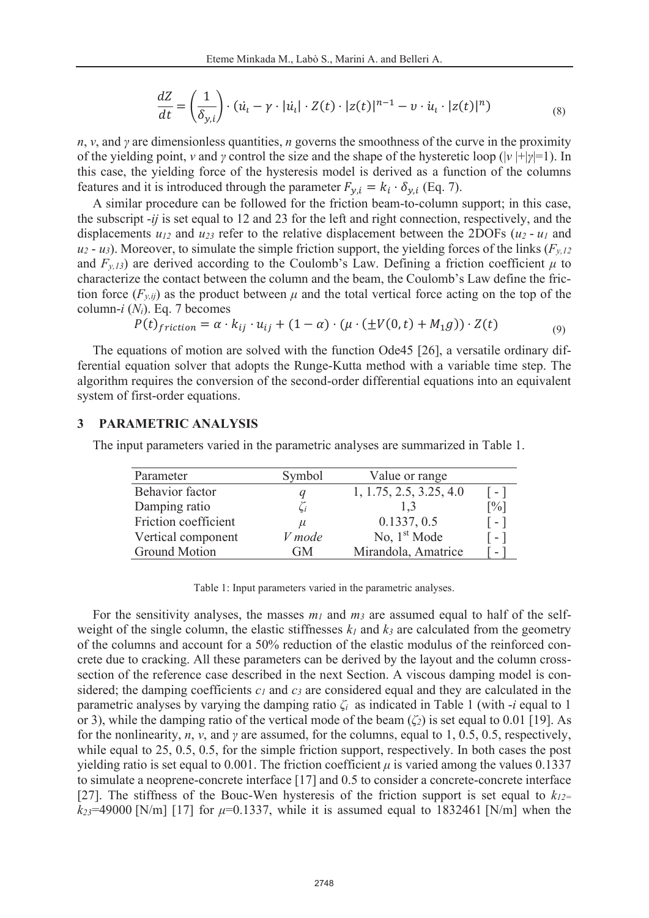$$\frac{dZ}{dt} = \left(\frac{1}{\delta_{y,i}}\right) \cdot \left(\dot{u}_i - \gamma \cdot |\dot{u}_i| \cdot Z(t) \cdot |z(t)|^{n-1} - v \cdot \dot{u}_i \cdot |z(t)|^n\right) \tag{8}$$

$n$, $v$, and $\gamma$ are dimensionless quantities, $n$ governs the smoothness of the curve in the proximity of the yielding point, $v$ and $\gamma$ control the size and the shape of the hysteretic loop ($|v|+|\gamma|=1$). In this case, the yielding force of the hysteresis model is derived as a function of the columns features and it is introduced through the parameter $F_{y,i} = k_i \cdot \delta_{y,i}$ (Eq. 7).

A similar procedure can be followed for the friction beam-to-column support; in this case, the subscript -$ij$ is set equal to 12 and 23 for the left and right connection, respectively, and the displacements $u_{12}$ and $u_{23}$ refer to the relative displacement between the 2DOFs ($u_2$ - $u_1$ and $u_2$ - $u_3$). Moreover, to simulate the simple friction support, the yielding forces of the links ($F_{y,12}$ and $F_{y,13}$) are derived according to the Coulomb's Law. Defining a friction coefficient $\mu$ to characterize the contact between the column and the beam, the Coulomb's Law define the friction force ($F_{y,ij}$) as the product between $\mu$ and the total vertical force acting on the top of the column-$i$ ($N_i$). Eq. 7 becomes

$$P(t)_{friction} = \alpha \cdot k_{ij} \cdot u_{ij} + (1-\alpha) \cdot (\mu \cdot (\pm V(0,t) + M_1 g)) \cdot Z(t) \tag{9}$$

The equations of motion are solved with the function Ode45 [26], a versatile ordinary differential equation solver that adopts the Runge-Kutta method with a variable time step. The algorithm requires the conversion of the second-order differential equations into an equivalent system of first-order equations.

## 3 PARAMETRIC ANALYSIS

The input parameters varied in the parametric analyses are summarized in Table 1.

| Parameter | Symbol | Value or range | |
|---|---|---|---|
| Behavior factor | $q$ | 1, 1.75, 2.5, 3.25, 4.0 | [ - ] |
| Damping ratio | $\zeta_i$ | 1,3 | [%] |
| Friction coefficient | $\mu$ | 0.1337, 0.5 | [ - ] |
| Vertical component | *V mode* | No, 1st Mode | [ - ] |
| Ground Motion | GM | Mirandola, Amatrice | [ - ] |

Table 1: Input parameters varied in the parametric analyses.

For the sensitivity analyses, the masses $m_1$ and $m_3$ are assumed equal to half of the self-weight of the single column, the elastic stiffnesses $k_1$ and $k_3$ are calculated from the geometry of the columns and account for a 50% reduction of the elastic modulus of the reinforced concrete due to cracking. All these parameters can be derived by the layout and the column cross-section of the reference case described in the next Section. A viscous damping model is considered; the damping coefficients $c_1$ and $c_3$ are considered equal and they are calculated in the parametric analyses by varying the damping ratio $\zeta_i$ as indicated in Table 1 (with -$i$ equal to 1 or 3), while the damping ratio of the vertical mode of the beam ($\zeta_2$) is set equal to 0.01 [19]. As for the nonlinearity, $n$, $v$, and $\gamma$ are assumed, for the columns, equal to 1, 0.5, 0.5, respectively, while equal to 25, 0.5, 0.5, for the simple friction support, respectively. In both cases the post yielding ratio is set equal to 0.001. The friction coefficient $\mu$ is varied among the values 0.1337 to simulate a neoprene-concrete interface [17] and 0.5 to consider a concrete-concrete interface [27]. The stiffness of the Bouc-Wen hysteresis of the friction support is set equal to $k_{12}=k_{23}=49000$ [N/m] [17] for $\mu=0.1337$, while it is assumed equal to 1832461 [N/m] when the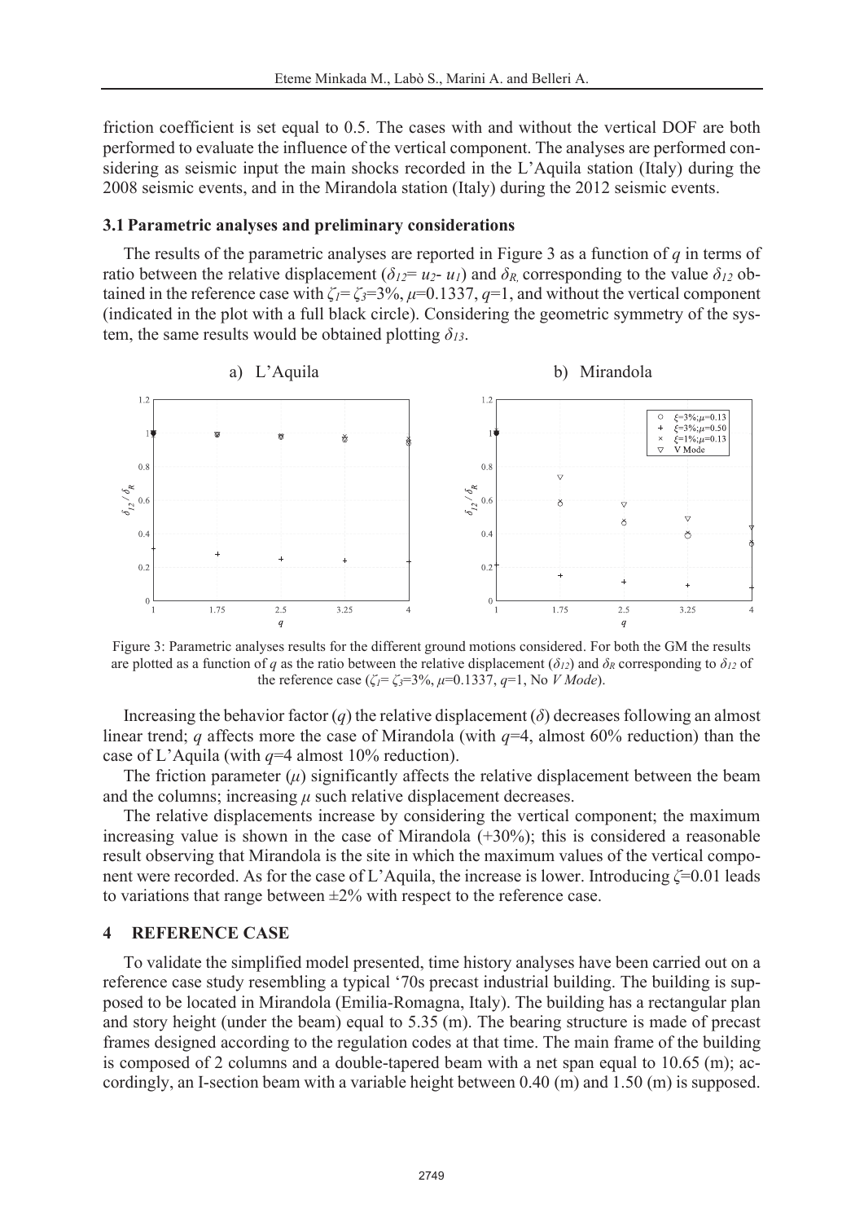friction coefficient is set equal to 0.5. The cases with and without the vertical DOF are both performed to evaluate the influence of the vertical component. The analyses are performed considering as seismic input the main shocks recorded in the L'Aquila station (Italy) during the 2008 seismic events, and in the Mirandola station (Italy) during the 2012 seismic events.

### 3.1 Parametric analyses and preliminary considerations

The results of the parametric analyses are reported in Figure 3 as a function of $q$ in terms of ratio between the relative displacement ($\delta_{12}= u_2- u_1$) and $\delta_R$, corresponding to the value $\delta_{12}$ obtained in the reference case with $\zeta_1= \zeta_3$=3%, $\mu$=0.1337, $q$=1, and without the vertical component (indicated in the plot with a full black circle). Considering the geometric symmetry of the system, the same results would be obtained plotting $\delta_{13}$.

Figure 3: Parametric analyses results for the different ground motions considered. For both the GM the results are plotted as a function of $q$ as the ratio between the relative displacement ($\delta_{12}$) and $\delta_R$ corresponding to $\delta_{12}$ of the reference case ($\zeta_1= \zeta_3$=3%, $\mu$=0.1337, $q$=1, No *V Mode*).

Increasing the behavior factor ($q$) the relative displacement ($\delta$) decreases following an almost linear trend; $q$ affects more the case of Mirandola (with $q$=4, almost 60% reduction) than the case of L'Aquila (with $q$=4 almost 10% reduction).

The friction parameter ($\mu$) significantly affects the relative displacement between the beam and the columns; increasing $\mu$ such relative displacement decreases.

The relative displacements increase by considering the vertical component; the maximum increasing value is shown in the case of Mirandola (+30%); this is considered a reasonable result observing that Mirandola is the site in which the maximum values of the vertical component were recorded. As for the case of L'Aquila, the increase is lower. Introducing $\zeta$=0.01 leads to variations that range between ±2% with respect to the reference case.

## 4 REFERENCE CASE

To validate the simplified model presented, time history analyses have been carried out on a reference case study resembling a typical '70s precast industrial building. The building is supposed to be located in Mirandola (Emilia-Romagna, Italy). The building has a rectangular plan and story height (under the beam) equal to 5.35 (m). The bearing structure is made of precast frames designed according to the regulation codes at that time. The main frame of the building is composed of 2 columns and a double-tapered beam with a net span equal to 10.65 (m); accordingly, an I-section beam with a variable height between 0.40 (m) and 1.50 (m) is supposed.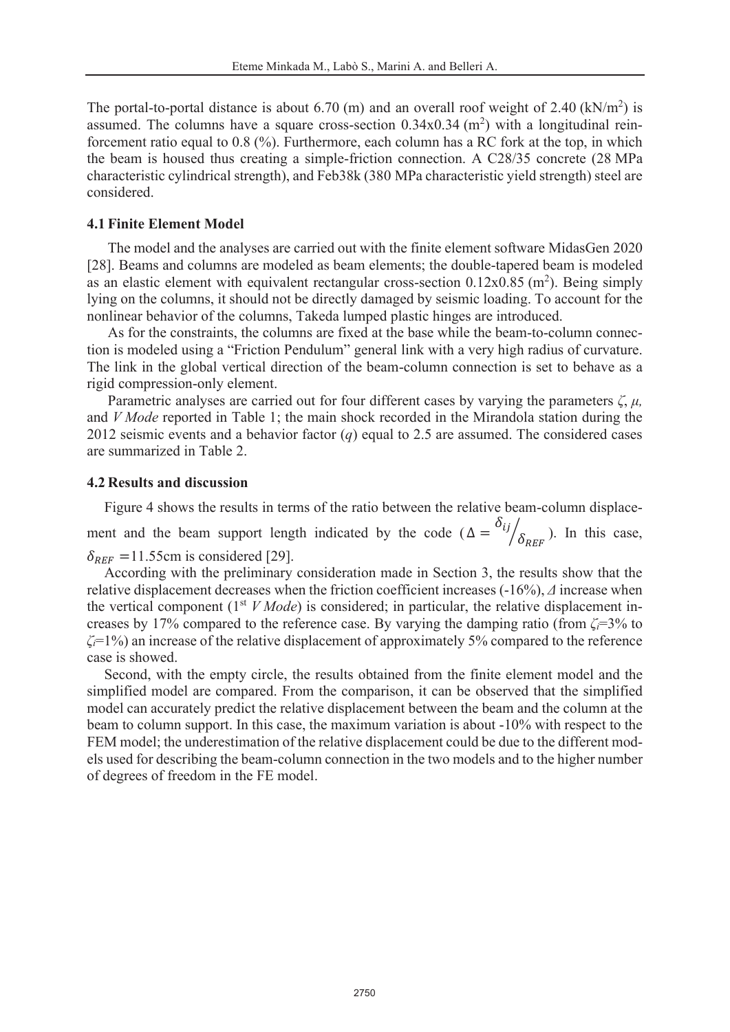The portal-to-portal distance is about 6.70 (m) and an overall roof weight of 2.40 (kN/m$^2$) is assumed. The columns have a square cross-section 0.34x0.34 (m$^2$) with a longitudinal reinforcement ratio equal to 0.8 (%). Furthermore, each column has a RC fork at the top, in which the beam is housed thus creating a simple-friction connection. A C28/35 concrete (28 MPa characteristic cylindrical strength), and Feb38k (380 MPa characteristic yield strength) steel are considered.

### 4.1 Finite Element Model

The model and the analyses are carried out with the finite element software MidasGen 2020 [28]. Beams and columns are modeled as beam elements; the double-tapered beam is modeled as an elastic element with equivalent rectangular cross-section 0.12x0.85 (m$^2$). Being simply lying on the columns, it should not be directly damaged by seismic loading. To account for the nonlinear behavior of the columns, Takeda lumped plastic hinges are introduced.

As for the constraints, the columns are fixed at the base while the beam-to-column connection is modeled using a "Friction Pendulum" general link with a very high radius of curvature. The link in the global vertical direction of the beam-column connection is set to behave as a rigid compression-only element.

Parametric analyses are carried out for four different cases by varying the parameters $\zeta$, $\mu$, and *V Mode* reported in Table 1; the main shock recorded in the Mirandola station during the 2012 seismic events and a behavior factor ($q$) equal to 2.5 are assumed. The considered cases are summarized in Table 2.

### 4.2 Results and discussion

Figure 4 shows the results in terms of the ratio between the relative beam-column displacement and the beam support length indicated by the code ($\Delta = {}^{\delta_{ij}}/_{\delta_{REF}}$). In this case, $\delta_{REF}$ =11.55cm is considered [29].

According with the preliminary consideration made in Section 3, the results show that the relative displacement decreases when the friction coefficient increases (-16%), $\Delta$ increase when the vertical component (1$^{st}$ *V Mode*) is considered; in particular, the relative displacement increases by 17% compared to the reference case. By varying the damping ratio (from $\zeta_i$=3% to $\zeta_i$=1%) an increase of the relative displacement of approximately 5% compared to the reference case is showed.

Second, with the empty circle, the results obtained from the finite element model and the simplified model are compared. From the comparison, it can be observed that the simplified model can accurately predict the relative displacement between the beam and the column at the beam to column support. In this case, the maximum variation is about -10% with respect to the FEM model; the underestimation of the relative displacement could be due to the different models used for describing the beam-column connection in the two models and to the higher number of degrees of freedom in the FE model.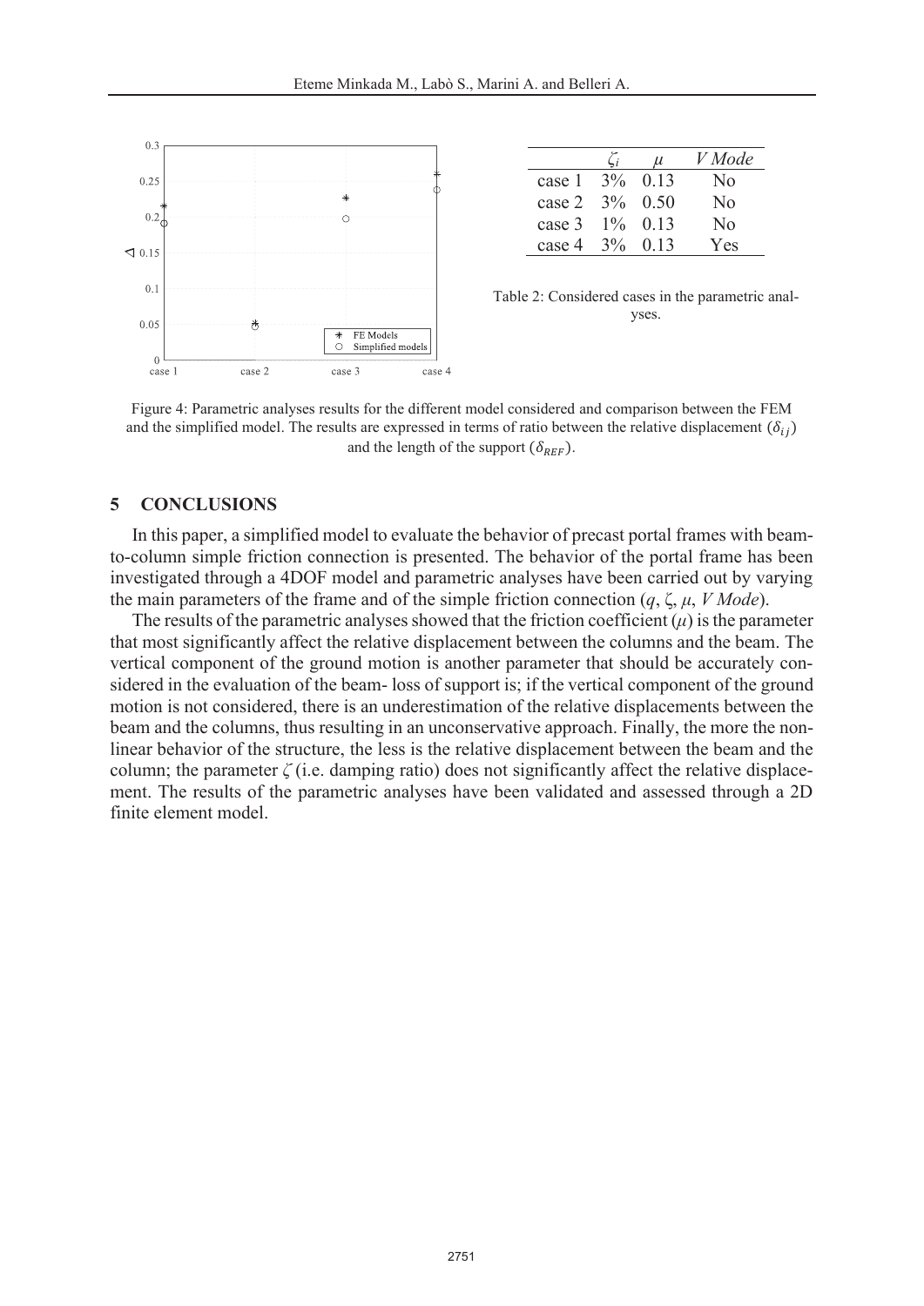| | $\zeta_i$ | $\mu$ | *V Mode* |
|---|---|---|---|
| case 1 | 3% | 0.13 | No |
| case 2 | 3% | 0.50 | No |
| case 3 | 1% | 0.13 | No |
| case 4 | 3% | 0.13 | Yes |

Table 2: Considered cases in the parametric analyses.

Figure 4: Parametric analyses results for the different model considered and comparison between the FEM and the simplified model. The results are expressed in terms of ratio between the relative displacement ($\delta_{ij}$) and the length of the support ($\delta_{REF}$).

## 5 CONCLUSIONS

In this paper, a simplified model to evaluate the behavior of precast portal frames with beam-to-column simple friction connection is presented. The behavior of the portal frame has been investigated through a 4DOF model and parametric analyses have been carried out by varying the main parameters of the frame and of the simple friction connection ($q$, $\zeta$, $\mu$, *V Mode*).

The results of the parametric analyses showed that the friction coefficient ($\mu$) is the parameter that most significantly affect the relative displacement between the columns and the beam. The vertical component of the ground motion is another parameter that should be accurately considered in the evaluation of the beam- loss of support is; if the vertical component of the ground motion is not considered, there is an underestimation of the relative displacements between the beam and the columns, thus resulting in an unconservative approach. Finally, the more the non-linear behavior of the structure, the less is the relative displacement between the beam and the column; the parameter $\zeta$ (i.e. damping ratio) does not significantly affect the relative displacement. The results of the parametric analyses have been validated and assessed through a 2D finite element model.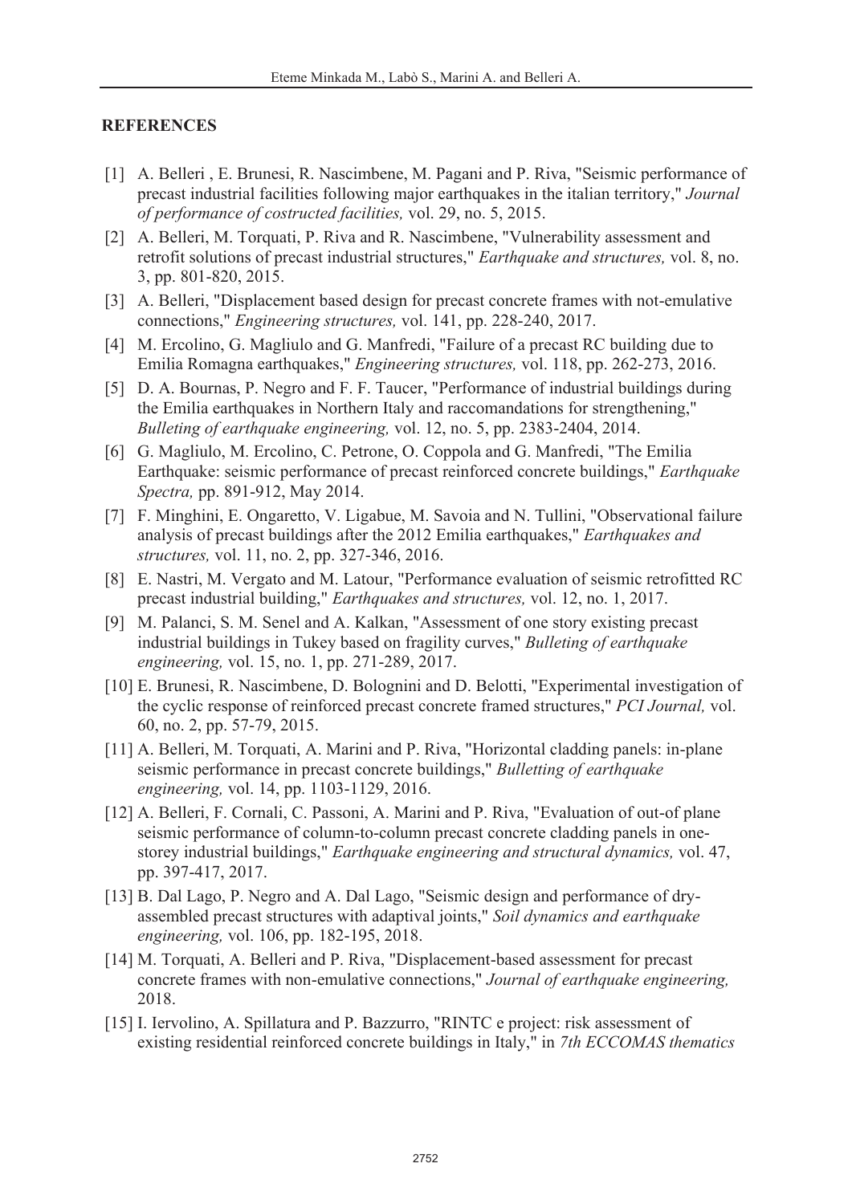**REFERENCES**

[1] A. Belleri , E. Brunesi, R. Nascimbene, M. Pagani and P. Riva, "Seismic performance of precast industrial facilities following major earthquakes in the italian territory," *Journal of performance of costructed facilities,* vol. 29, no. 5, 2015.

[2] A. Belleri, M. Torquati, P. Riva and R. Nascimbene, "Vulnerability assessment and retrofit solutions of precast industrial structures," *Earthquake and structures,* vol. 8, no. 3, pp. 801-820, 2015.

[3] A. Belleri, "Displacement based design for precast concrete frames with not-emulative connections," *Engineering structures,* vol. 141, pp. 228-240, 2017.

[4] M. Ercolino, G. Magliulo and G. Manfredi, "Failure of a precast RC building due to Emilia Romagna earthquakes," *Engineering structures,* vol. 118, pp. 262-273, 2016.

[5] D. A. Bournas, P. Negro and F. F. Taucer, "Performance of industrial buildings during the Emilia earthquakes in Northern Italy and raccomandations for strengthening," *Bulleting of earthquake engineering,* vol. 12, no. 5, pp. 2383-2404, 2014.

[6] G. Magliulo, M. Ercolino, C. Petrone, O. Coppola and G. Manfredi, "The Emilia Earthquake: seismic performance of precast reinforced concrete buildings," *Earthquake Spectra,* pp. 891-912, May 2014.

[7] F. Minghini, E. Ongaretto, V. Ligabue, M. Savoia and N. Tullini, "Observational failure analysis of precast buildings after the 2012 Emilia earthquakes," *Earthquakes and structures,* vol. 11, no. 2, pp. 327-346, 2016.

[8] E. Nastri, M. Vergato and M. Latour, "Performance evaluation of seismic retrofitted RC precast industrial building," *Earthquakes and structures,* vol. 12, no. 1, 2017.

[9] M. Palanci, S. M. Senel and A. Kalkan, "Assessment of one story existing precast industrial buildings in Tukey based on fragility curves," *Bulleting of earthquake engineering,* vol. 15, no. 1, pp. 271-289, 2017.

[10] E. Brunesi, R. Nascimbene, D. Bolognini and D. Belotti, "Experimental investigation of the cyclic response of reinforced precast concrete framed structures," *PCI Journal,* vol. 60, no. 2, pp. 57-79, 2015.

[11] A. Belleri, M. Torquati, A. Marini and P. Riva, "Horizontal cladding panels: in-plane seismic performance in precast concrete buildings," *Bulletting of earthquake engineering,* vol. 14, pp. 1103-1129, 2016.

[12] A. Belleri, F. Cornali, C. Passoni, A. Marini and P. Riva, "Evaluation of out-of plane seismic performance of column-to-column precast concrete cladding panels in one-storey industrial buildings," *Earthquake engineering and structural dynamics,* vol. 47, pp. 397-417, 2017.

[13] B. Dal Lago, P. Negro and A. Dal Lago, "Seismic design and performance of dry-assembled precast structures with adaptival joints," *Soil dynamics and earthquake engineering,* vol. 106, pp. 182-195, 2018.

[14] M. Torquati, A. Belleri and P. Riva, "Displacement-based assessment for precast concrete frames with non-emulative connections," *Journal of earthquake engineering,* 2018.

[15] I. Iervolino, A. Spillatura and P. Bazzurro, "RINTC e project: risk assessment of existing residential reinforced concrete buildings in Italy," in *7th ECCOMAS thematics*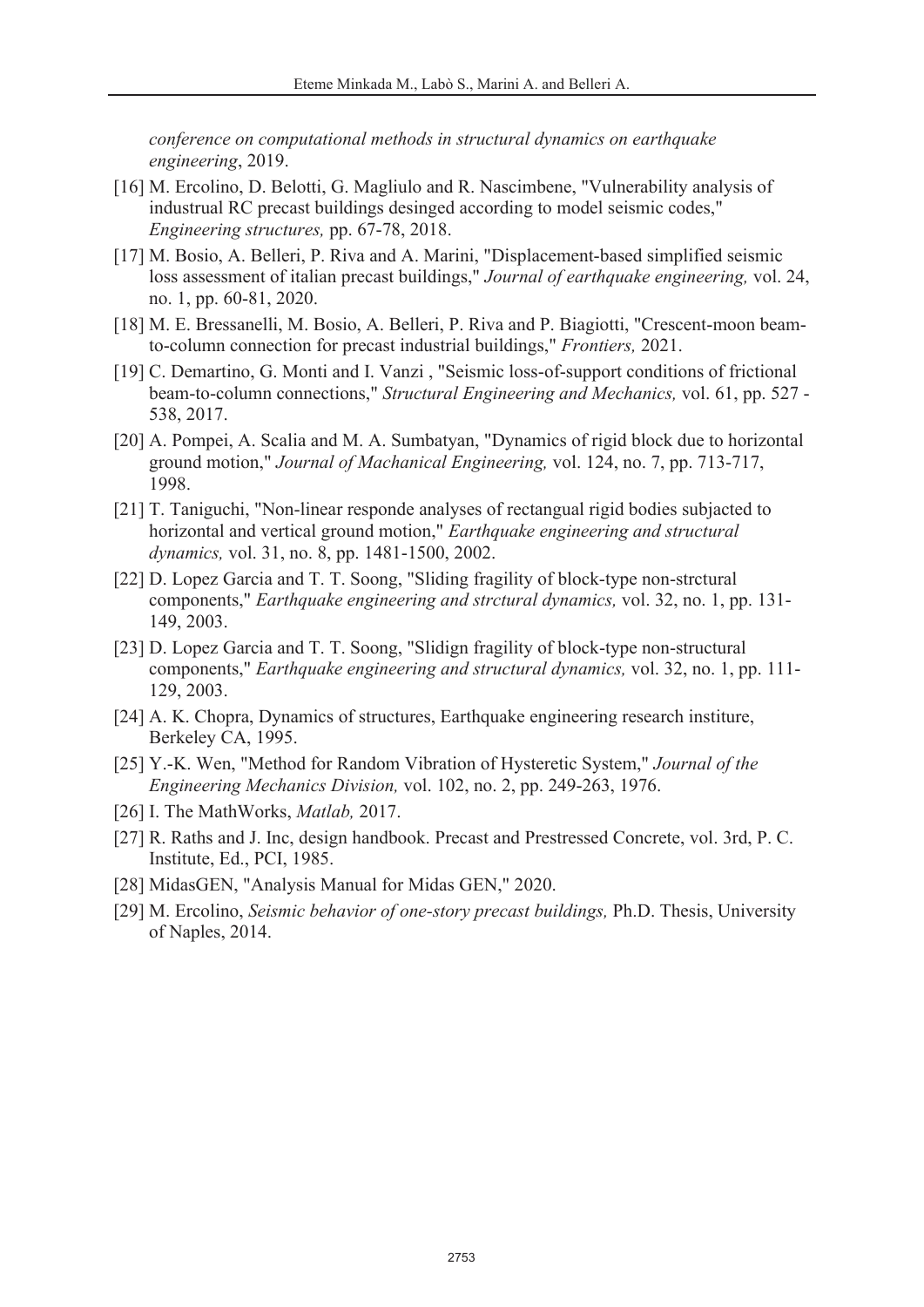*conference on computational methods in structural dynamics on earthquake engineering*, 2019.

[16] M. Ercolino, D. Belotti, G. Magliulo and R. Nascimbene, "Vulnerability analysis of industrual RC precast buildings desinged according to model seismic codes," *Engineering structures,* pp. 67-78, 2018.

[17] M. Bosio, A. Belleri, P. Riva and A. Marini, "Displacement-based simplified seismic loss assessment of italian precast buildings," *Journal of earthquake engineering,* vol. 24, no. 1, pp. 60-81, 2020.

[18] M. E. Bressanelli, M. Bosio, A. Belleri, P. Riva and P. Biagiotti, "Crescent-moon beam-to-column connection for precast industrial buildings," *Frontiers,* 2021.

[19] C. Demartino, G. Monti and I. Vanzi , "Seismic loss-of-support conditions of frictional beam-to-column connections," *Structural Engineering and Mechanics,* vol. 61, pp. 527 - 538, 2017.

[20] A. Pompei, A. Scalia and M. A. Sumbatyan, "Dynamics of rigid block due to horizontal ground motion," *Journal of Machanical Engineering,* vol. 124, no. 7, pp. 713-717, 1998.

[21] T. Taniguchi, "Non-linear responde analyses of rectangual rigid bodies subjacted to horizontal and vertical ground motion," *Earthquake engineering and structural dynamics,* vol. 31, no. 8, pp. 1481-1500, 2002.

[22] D. Lopez Garcia and T. T. Soong, "Sliding fragility of block-type non-strctural components," *Earthquake engineering and strctural dynamics,* vol. 32, no. 1, pp. 131-149, 2003.

[23] D. Lopez Garcia and T. T. Soong, "Slidign fragility of block-type non-structural components," *Earthquake engineering and structural dynamics,* vol. 32, no. 1, pp. 111-129, 2003.

[24] A. K. Chopra, Dynamics of structures, Earthquake engineering research institure, Berkeley CA, 1995.

[25] Y.-K. Wen, "Method for Random Vibration of Hysteretic System," *Journal of the Engineering Mechanics Division,* vol. 102, no. 2, pp. 249-263, 1976.

[26] I. The MathWorks, *Matlab,* 2017.

[27] R. Raths and J. Inc, design handbook. Precast and Prestressed Concrete, vol. 3rd, P. C. Institute, Ed., PCI, 1985.

[28] MidasGEN, "Analysis Manual for Midas GEN," 2020.

[29] M. Ercolino, *Seismic behavior of one-story precast buildings,* Ph.D. Thesis, University of Naples, 2014.